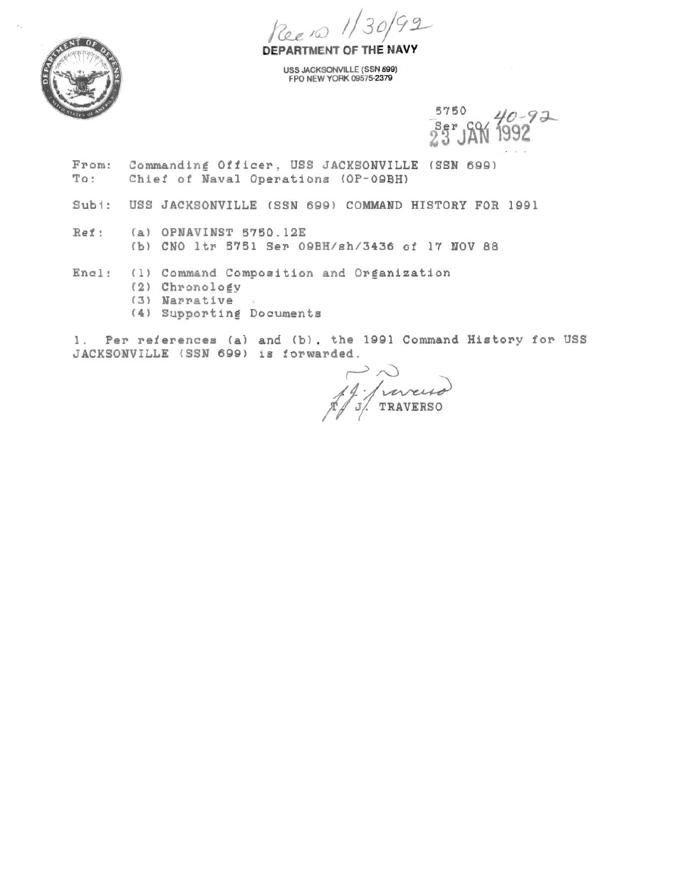Rec'd 1/30/92

**DEPARTMENT OF THE NAVY**

USS JACKSONVILLE (SSN 699)
FPO NEW YORK 09575-2379

5750
Ser CO/ 40-92
23 JAN 1992

From: Commanding Officer, USS JACKSONVILLE (SSN 699)
To: Chief of Naval Operations (OP-09BH)

Subj: USS JACKSONVILLE (SSN 699) COMMAND HISTORY FOR 1991

Ref: (a) OPNAVINST 5750.12E
(b) CNO ltr 5751 Ser 09BH/sh/3436 of 17 NOV 88

Encl: (1) Command Composition and Organization
(2) Chronology
(3) Narrative
(4) Supporting Documents

1. Per references (a) and (b), the 1991 Command History for USS JACKSONVILLE (SSN 699) is forwarded.

T. J. TRAVERSO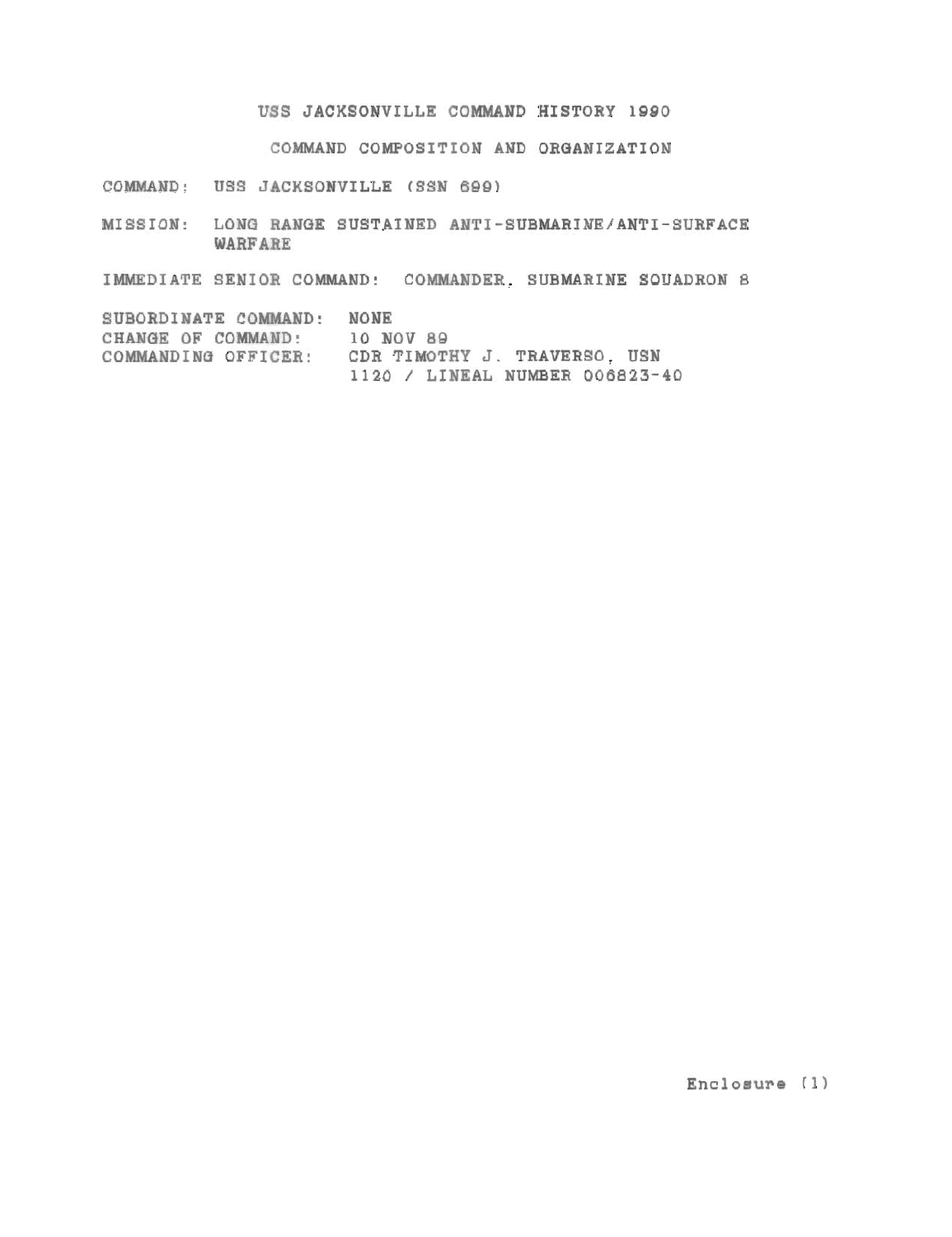# USS JACKSONVILLE COMMAND HISTORY 1990

## COMMAND COMPOSITION AND ORGANIZATION

COMMAND: USS JACKSONVILLE (SSN 699)

MISSION: LONG RANGE SUSTAINED ANTI-SUBMARINE/ANTI-SURFACE WARFARE

IMMEDIATE SENIOR COMMAND: COMMANDER, SUBMARINE SQUADRON 8

SUBORDINATE COMMAND: NONE
CHANGE OF COMMAND: 10 NOV 89
COMMANDING OFFICER: CDR TIMOTHY J. TRAVERSO, USN
1120 / LINEAL NUMBER 006823-40

Enclosure (1)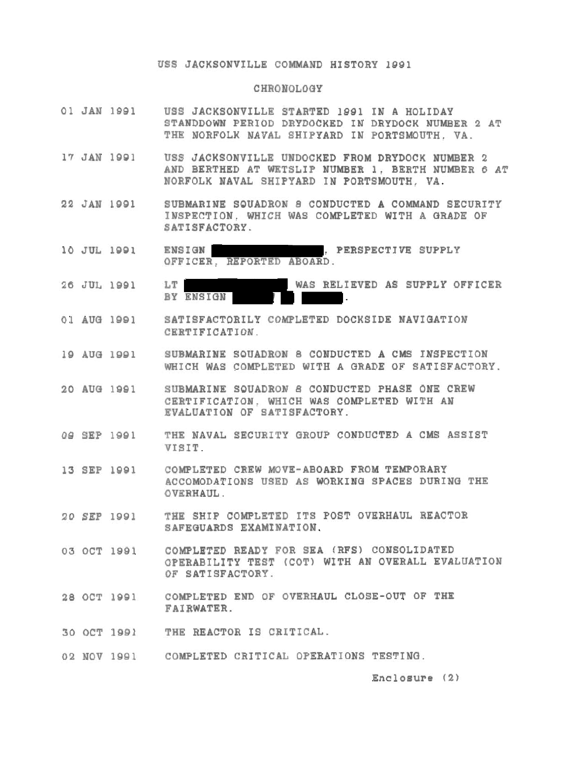# USS JACKSONVILLE COMMAND HISTORY 1991

## CHRONOLOGY

01 JAN 1991 — USS JACKSONVILLE STARTED 1991 IN A HOLIDAY STANDDOWN PERIOD DRYDOCKED IN DRYDOCK NUMBER 2 AT THE NORFOLK NAVAL SHIPYARD IN PORTSMOUTH, VA.

17 JAN 1991 — USS JACKSONVILLE UNDOCKED FROM DRYDOCK NUMBER 2 AND BERTHED AT WETSLIP NUMBER 1, BERTH NUMBER 6 AT NORFOLK NAVAL SHIPYARD IN PORTSMOUTH, VA.

22 JAN 1991 — SUBMARINE SQUADRON 8 CONDUCTED A COMMAND SECURITY INSPECTION, WHICH WAS COMPLETED WITH A GRADE OF SATISFACTORY.

10 JUL 1991 — ENSIGN [REDACTED], PERSPECTIVE SUPPLY OFFICER, REPORTED ABOARD.

26 JUL 1991 — LT [REDACTED] WAS RELIEVED AS SUPPLY OFFICER BY ENSIGN [REDACTED].

01 AUG 1991 — SATISFACTORILY COMPLETED DOCKSIDE NAVIGATION CERTIFICATION.

19 AUG 1991 — SUBMARINE SQUADRON 8 CONDUCTED A CMS INSPECTION WHICH WAS COMPLETED WITH A GRADE OF SATISFACTORY.

20 AUG 1991 — SUBMARINE SQUADRON 8 CONDUCTED PHASE ONE CREW CERTIFICATION, WHICH WAS COMPLETED WITH AN EVALUATION OF SATISFACTORY.

09 SEP 1991 — THE NAVAL SECURITY GROUP CONDUCTED A CMS ASSIST VISIT.

13 SEP 1991 — COMPLETED CREW MOVE-ABOARD FROM TEMPORARY ACCOMODATIONS USED AS WORKING SPACES DURING THE OVERHAUL.

20 SEP 1991 — THE SHIP COMPLETED ITS POST OVERHAUL REACTOR SAFEGUARDS EXAMINATION.

03 OCT 1991 — COMPLETED READY FOR SEA (RFS) CONSOLIDATED OPERABILITY TEST (COT) WITH AN OVERALL EVALUATION OF SATISFACTORY.

28 OCT 1991 — COMPLETED END OF OVERHAUL CLOSE-OUT OF THE FAIRWATER.

30 OCT 1991 — THE REACTOR IS CRITICAL.

02 NOV 1991 — COMPLETED CRITICAL OPERATIONS TESTING.

Enclosure (2)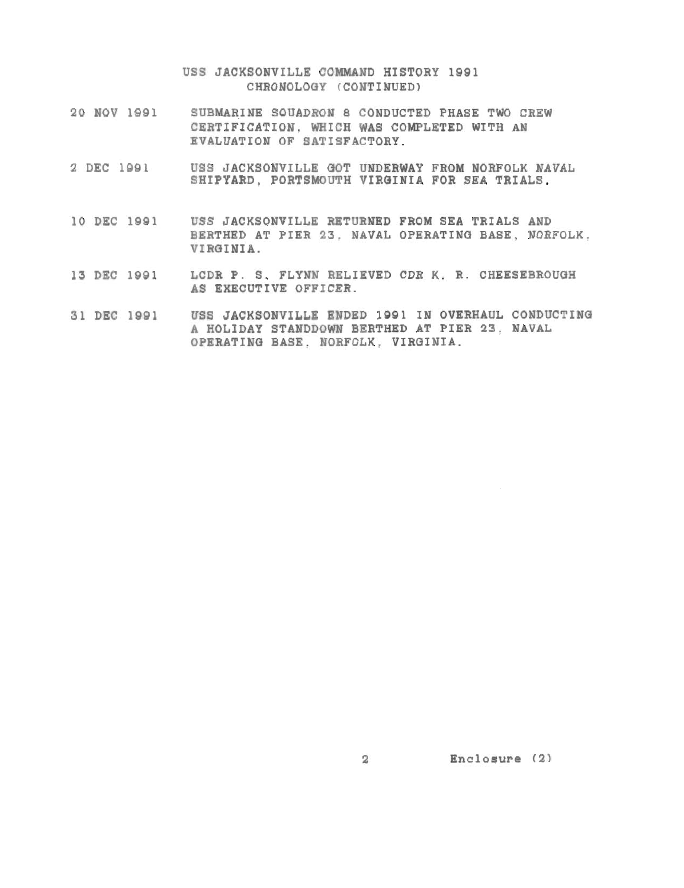USS JACKSONVILLE COMMAND HISTORY 1991
CHRONOLOGY (CONTINUED)

| | |
|---|---|
| 20 NOV 1991 | SUBMARINE SQUADRON 8 CONDUCTED PHASE TWO CREW CERTIFICATION, WHICH WAS COMPLETED WITH AN EVALUATION OF SATISFACTORY. |
| 2 DEC 1991 | USS JACKSONVILLE GOT UNDERWAY FROM NORFOLK NAVAL SHIPYARD, PORTSMOUTH VIRGINIA FOR SEA TRIALS. |
| 10 DEC 1991 | USS JACKSONVILLE RETURNED FROM SEA TRIALS AND BERTHED AT PIER 23, NAVAL OPERATING BASE, NORFOLK, VIRGINIA. |
| 13 DEC 1991 | LCDR P. S. FLYNN RELIEVED CDR K. R. CHEESEBROUGH AS EXECUTIVE OFFICER. |
| 31 DEC 1991 | USS JACKSONVILLE ENDED 1991 IN OVERHAUL CONDUCTING A HOLIDAY STANDDOWN BERTHED AT PIER 23, NAVAL OPERATING BASE, NORFOLK, VIRGINIA. |

Enclosure (2)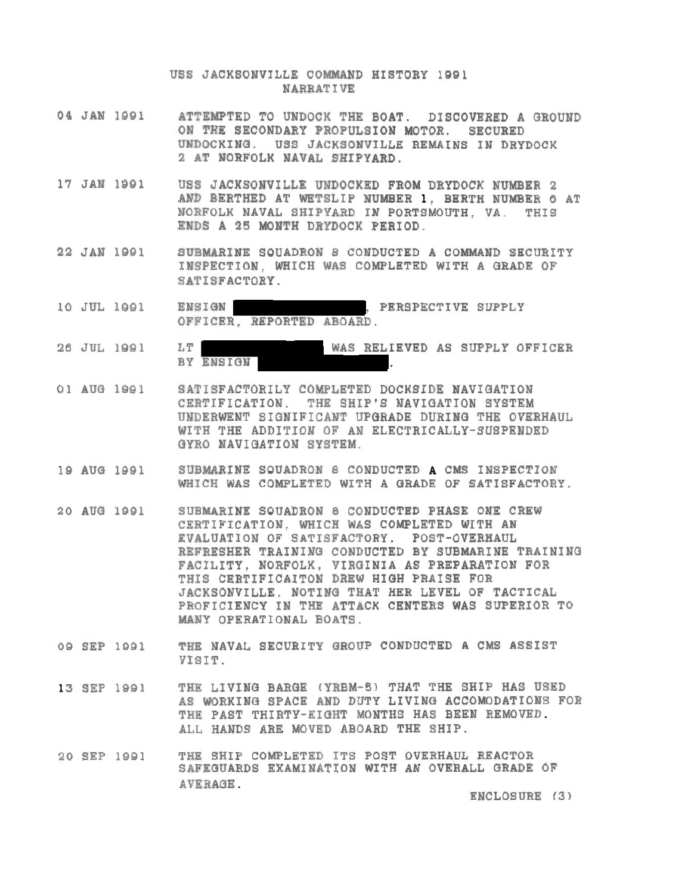# USS JACKSONVILLE COMMAND HISTORY 1991

## NARRATIVE

| | |
|---|---|
| 04 JAN 1991 | ATTEMPTED TO UNDOCK THE BOAT. DISCOVERED A GROUND ON THE SECONDARY PROPULSION MOTOR. SECURED UNDOCKING. USS JACKSONVILLE REMAINS IN DRYDOCK 2 AT NORFOLK NAVAL SHIPYARD. |
| 17 JAN 1991 | USS JACKSONVILLE UNDOCKED FROM DRYDOCK NUMBER 2 AND BERTHED AT WETSLIP NUMBER 1, BERTH NUMBER 6 AT NORFOLK NAVAL SHIPYARD IN PORTSMOUTH, VA. THIS ENDS A 25 MONTH DRYDOCK PERIOD. |
| 22 JAN 1991 | SUBMARINE SQUADRON 8 CONDUCTED A COMMAND SECURITY INSPECTION, WHICH WAS COMPLETED WITH A GRADE OF SATISFACTORY. |
| 10 JUL 1991 | ENSIGN [REDACTED], PERSPECTIVE SUPPLY OFFICER, REPORTED ABOARD. |
| 26 JUL 1991 | LT [REDACTED] WAS RELIEVED AS SUPPLY OFFICER BY ENSIGN [REDACTED]. |
| 01 AUG 1991 | SATISFACTORILY COMPLETED DOCKSIDE NAVIGATION CERTIFICATION. THE SHIP'S NAVIGATION SYSTEM UNDERWENT SIGNIFICANT UPGRADE DURING THE OVERHAUL WITH THE ADDITION OF AN ELECTRICALLY-SUSPENDED GYRO NAVIGATION SYSTEM. |
| 19 AUG 1991 | SUBMARINE SQUADRON 8 CONDUCTED A CMS INSPECTION WHICH WAS COMPLETED WITH A GRADE OF SATISFACTORY. |
| 20 AUG 1991 | SUBMARINE SQUADRON 8 CONDUCTED PHASE ONE CREW CERTIFICATION, WHICH WAS COMPLETED WITH AN EVALUATION OF SATISFACTORY. POST-OVERHAUL REFRESHER TRAINING CONDUCTED BY SUBMARINE TRAINING FACILITY, NORFOLK, VIRGINIA AS PREPARATION FOR THIS CERTIFICAITON DREW HIGH PRAISE FOR JACKSONVILLE, NOTING THAT HER LEVEL OF TACTICAL PROFICIENCY IN THE ATTACK CENTERS WAS SUPERIOR TO MANY OPERATIONAL BOATS. |
| 09 SEP 1991 | THE NAVAL SECURITY GROUP CONDUCTED A CMS ASSIST VISIT. |
| 13 SEP 1991 | THE LIVING BARGE (YRBM-5) THAT THE SHIP HAS USED AS WORKING SPACE AND DUTY LIVING ACCOMODATIONS FOR THE PAST THIRTY-EIGHT MONTHS HAS BEEN REMOVED. ALL HANDS ARE MOVED ABOARD THE SHIP. |
| 20 SEP 1991 | THE SHIP COMPLETED ITS POST OVERHAUL REACTOR SAFEGUARDS EXAMINATION WITH AN OVERALL GRADE OF AVERAGE. |

ENCLOSURE (3)